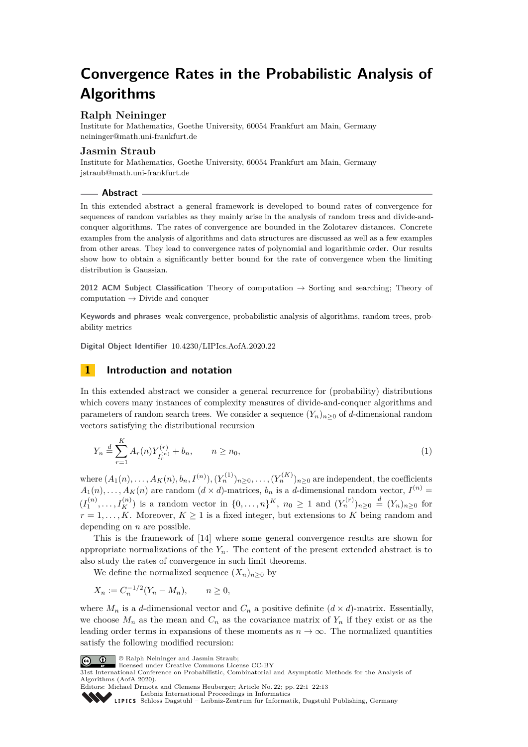# Convergence Rates in the Probabilistic Analysis of Algorithms

## Ralph Neininger

Institute for Mathematics, Goethe University, 60054 Frankfurt am Main, Germany
neininger@math.uni-frankfurt.de

## Jasmin Straub

Institute for Mathematics, Goethe University, 60054 Frankfurt am Main, Germany
jstraub@math.uni-frankfurt.de

### Abstract

In this extended abstract a general framework is developed to bound rates of convergence for sequences of random variables as they mainly arise in the analysis of random trees and divide-and-conquer algorithms. The rates of convergence are bounded in the Zolotarev distances. Concrete examples from the analysis of algorithms and data structures are discussed as well as a few examples from other areas. They lead to convergence rates of polynomial and logarithmic order. Our results show how to obtain a significantly better bound for the rate of convergence when the limiting distribution is Gaussian.

**2012 ACM Subject Classification** Theory of computation → Sorting and searching; Theory of computation → Divide and conquer

**Keywords and phrases** weak convergence, probabilistic analysis of algorithms, random trees, probability metrics

**Digital Object Identifier** 10.4230/LIPIcs.AofA.2020.22

## 1 Introduction and notation

In this extended abstract we consider a general recurrence for (probability) distributions which covers many instances of complexity measures of divide-and-conquer algorithms and parameters of random search trees. We consider a sequence $(Y_n)_{n\geq 0}$ of $d$-dimensional random vectors satisfying the distributional recursion

$$Y_n \stackrel{d}{=} \sum_{r=1}^{K} A_r(n) Y^{(r)}_{I_r^{(n)}} + b_n, \qquad n \geq n_0, \tag{1}$$

where $(A_1(n), \ldots, A_K(n), b_n, I^{(n)}), (Y_n^{(1)})_{n\geq 0}, \ldots, (Y_n^{(K)})_{n\geq 0}$ are independent, the coefficients $A_1(n), \ldots, A_K(n)$ are random $(d \times d)$-matrices, $b_n$ is a $d$-dimensional random vector, $I^{(n)} = (I_1^{(n)}, \ldots, I_K^{(n)})$ is a random vector in $\{0, \ldots, n\}^K$, $n_0 \geq 1$ and $(Y_n^{(r)})_{n\geq 0} \stackrel{d}{=} (Y_n)_{n\geq 0}$ for $r = 1, \ldots, K$. Moreover, $K \geq 1$ is a fixed integer, but extensions to $K$ being random and depending on $n$ are possible.

This is the framework of [14] where some general convergence results are shown for appropriate normalizations of the $Y_n$. The content of the present extended abstract is to also study the rates of convergence in such limit theorems.

We define the normalized sequence $(X_n)_{n\geq 0}$ by

$$X_n := C_n^{-1/2}(Y_n - M_n), \qquad n \geq 0,$$

where $M_n$ is a $d$-dimensional vector and $C_n$ a positive definite $(d \times d)$-matrix. Essentially, we choose $M_n$ as the mean and $C_n$ as the covariance matrix of $Y_n$ if they exist or as the leading order terms in expansions of these moments as $n \to \infty$. The normalized quantities satisfy the following modified recursion:

© Ralph Neininger and Jasmin Straub;
licensed under Creative Commons License CC-BY
31st International Conference on Probabilistic, Combinatorial and Asymptotic Methods for the Analysis of Algorithms (AofA 2020).
Editors: Michael Drmota and Clemens Heuberger; Article No. 22; pp. 22:1–22:13
Leibniz International Proceedings in Informatics
Schloss Dagstuhl – Leibniz-Zentrum für Informatik, Dagstuhl Publishing, Germany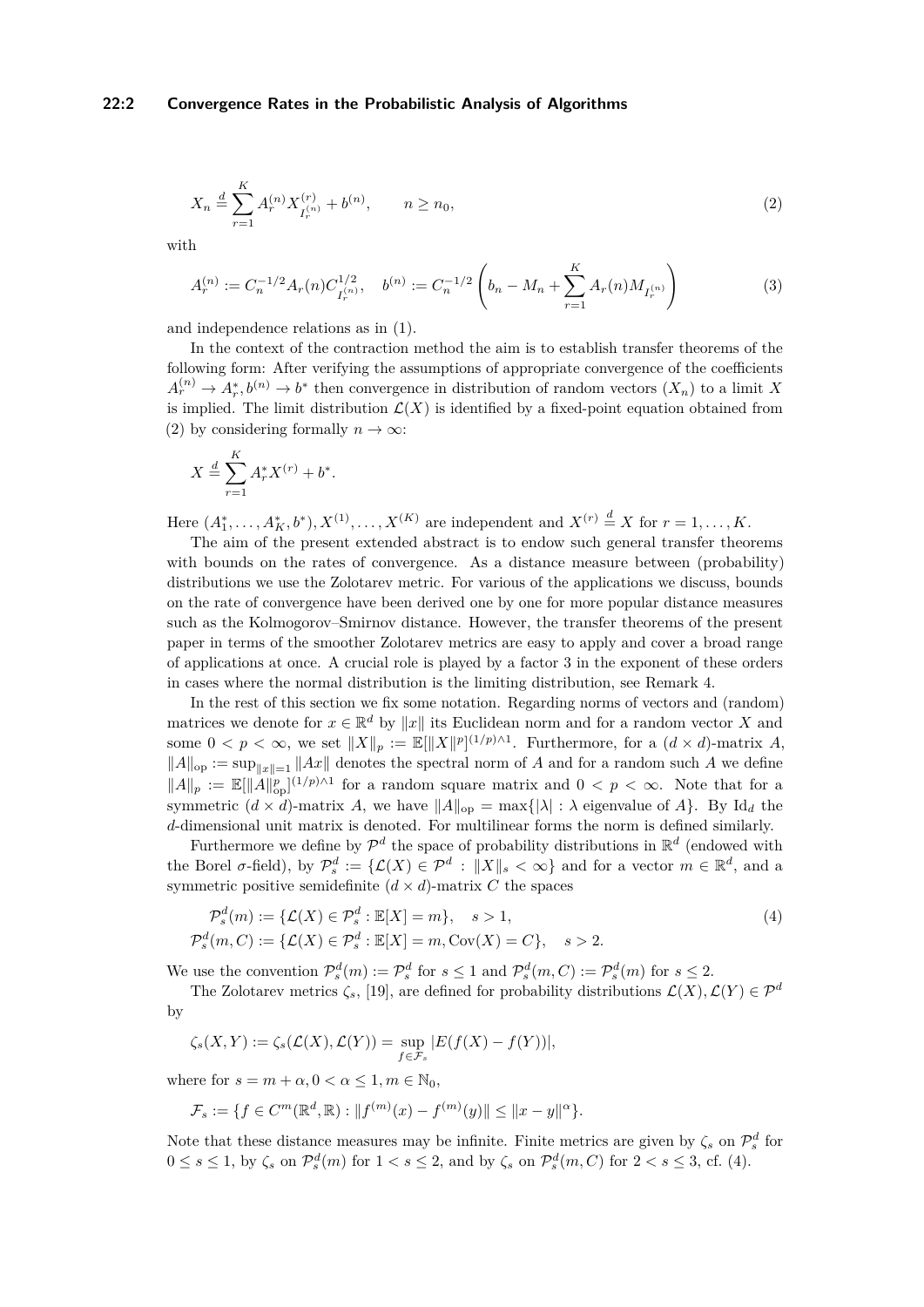$$X_n \stackrel{d}{=} \sum_{r=1}^{K} A_r^{(n)} X^{(r)}_{I_r^{(n)}} + b^{(n)}, \qquad n \geq n_0, \tag{2}$$

with

$$A_r^{(n)} := C_n^{-1/2} A_r(n) C_{I_r^{(n)}}^{1/2}, \quad b^{(n)} := C_n^{-1/2} \left( b_n - M_n + \sum_{r=1}^{K} A_r(n) M_{I_r^{(n)}} \right) \tag{3}$$

and independence relations as in (1).

In the context of the contraction method the aim is to establish transfer theorems of the following form: After verifying the assumptions of appropriate convergence of the coefficients $A_r^{(n)} \to A_r^*, b^{(n)} \to b^*$ then convergence in distribution of random vectors $(X_n)$ to a limit $X$ is implied. The limit distribution $\mathcal{L}(X)$ is identified by a fixed-point equation obtained from (2) by considering formally $n \to \infty$:

$$X \stackrel{d}{=} \sum_{r=1}^{K} A_r^* X^{(r)} + b^*.$$

Here $(A_1^*, \ldots, A_K^*, b^*), X^{(1)}, \ldots, X^{(K)}$ are independent and $X^{(r)} \stackrel{d}{=} X$ for $r = 1, \ldots, K$.

The aim of the present extended abstract is to endow such general transfer theorems with bounds on the rates of convergence. As a distance measure between (probability) distributions we use the Zolotarev metric. For various of the applications we discuss, bounds on the rate of convergence have been derived one by one for more popular distance measures such as the Kolmogorov–Smirnov distance. However, the transfer theorems of the present paper in terms of the smoother Zolotarev metrics are easy to apply and cover a broad range of applications at once. A crucial role is played by a factor 3 in the exponent of these orders in cases where the normal distribution is the limiting distribution, see Remark 4.

In the rest of this section we fix some notation. Regarding norms of vectors and (random) matrices we denote for $x \in \mathbb{R}^d$ by $\|x\|$ its Euclidean norm and for a random vector $X$ and some $0 < p < \infty$, we set $\|X\|_p := \mathbb{E}[\|X\|^p]^{(1/p)\wedge 1}$. Furthermore, for a $(d \times d)$-matrix $A$, $\|A\|_{\mathrm{op}} := \sup_{\|x\|=1} \|Ax\|$ denotes the spectral norm of $A$ and for a random such $A$ we define $\|A\|_p := \mathbb{E}[\|A\|_{\mathrm{op}}^p]^{(1/p)\wedge 1}$ for a random square matrix and $0 < p < \infty$. Note that for a symmetric $(d \times d)$-matrix $A$, we have $\|A\|_{\mathrm{op}} = \max\{|\lambda| : \lambda \text{ eigenvalue of } A\}$. By $\mathrm{Id}_d$ the $d$-dimensional unit matrix is denoted. For multilinear forms the norm is defined similarly.

Furthermore we define by $\mathcal{P}^d$ the space of probability distributions in $\mathbb{R}^d$ (endowed with the Borel $\sigma$-field), by $\mathcal{P}_s^d := \{\mathcal{L}(X) \in \mathcal{P}^d : \|X\|_s < \infty\}$ and for a vector $m \in \mathbb{R}^d$, and a symmetric positive semidefinite $(d \times d)$-matrix $C$ the spaces

$$\begin{aligned} \mathcal{P}_s^d(m) &:= \{\mathcal{L}(X) \in \mathcal{P}_s^d : \mathbb{E}[X] = m\}, \quad s > 1, \\ \mathcal{P}_s^d(m, C) &:= \{\mathcal{L}(X) \in \mathcal{P}_s^d : \mathbb{E}[X] = m, \mathrm{Cov}(X) = C\}, \quad s > 2. \end{aligned} \tag{4}$$

We use the convention $\mathcal{P}_s^d(m) := \mathcal{P}_s^d$ for $s \leq 1$ and $\mathcal{P}_s^d(m, C) := \mathcal{P}_s^d(m)$ for $s \leq 2$.

The Zolotarev metrics $\zeta_s$, [19], are defined for probability distributions $\mathcal{L}(X), \mathcal{L}(Y) \in \mathcal{P}^d$ by

$$\zeta_s(X, Y) := \zeta_s(\mathcal{L}(X), \mathcal{L}(Y)) = \sup_{f \in \mathcal{F}_s} |E(f(X) - f(Y))|,$$

where for $s = m + \alpha, 0 < \alpha \leq 1, m \in \mathbb{N}_0$,

$$\mathcal{F}_s := \{f \in C^m(\mathbb{R}^d, \mathbb{R}) : \|f^{(m)}(x) - f^{(m)}(y)\| \leq \|x - y\|^\alpha\}.$$

Note that these distance measures may be infinite. Finite metrics are given by $\zeta_s$ on $\mathcal{P}_s^d$ for $0 \leq s \leq 1$, by $\zeta_s$ on $\mathcal{P}_s^d(m)$ for $1 < s \leq 2$, and by $\zeta_s$ on $\mathcal{P}_s^d(m, C)$ for $2 < s \leq 3$, cf. (4).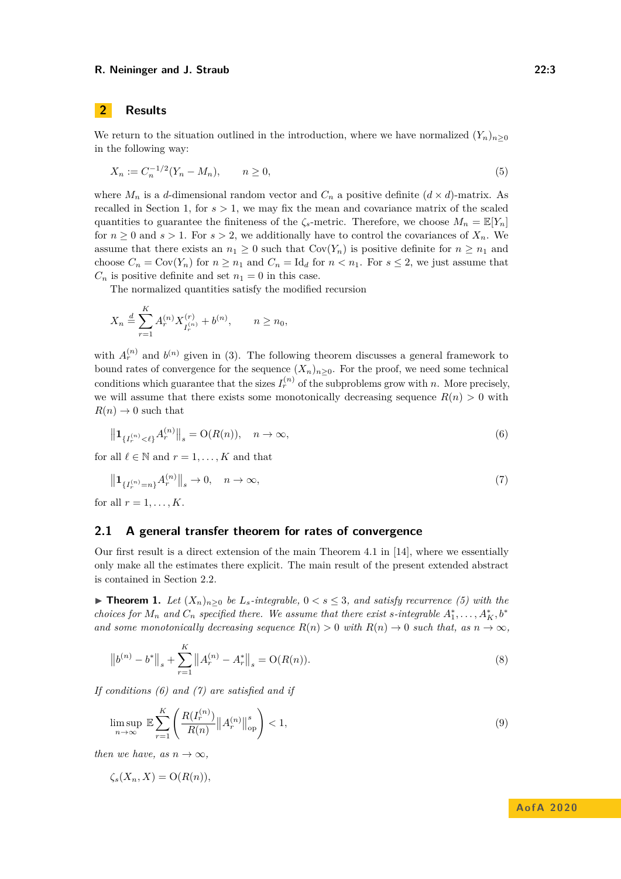## 2 Results

We return to the situation outlined in the introduction, where we have normalized $(Y_n)_{n\geq 0}$ in the following way:

$$X_n := C_n^{-1/2}(Y_n - M_n), \qquad n \geq 0, \tag{5}$$

where $M_n$ is a $d$-dimensional random vector and $C_n$ a positive definite $(d \times d)$-matrix. As recalled in Section 1, for $s > 1$, we may fix the mean and covariance matrix of the scaled quantities to guarantee the finiteness of the $\zeta_s$-metric. Therefore, we choose $M_n = \mathbb{E}[Y_n]$ for $n \geq 0$ and $s > 1$. For $s > 2$, we additionally have to control the covariances of $X_n$. We assume that there exists an $n_1 \geq 0$ such that $\mathrm{Cov}(Y_n)$ is positive definite for $n \geq n_1$ and choose $C_n = \mathrm{Cov}(Y_n)$ for $n \geq n_1$ and $C_n = \mathrm{Id}_d$ for $n < n_1$. For $s \leq 2$, we just assume that $C_n$ is positive definite and set $n_1 = 0$ in this case.

The normalized quantities satisfy the modified recursion

$$X_n \stackrel{d}{=} \sum_{r=1}^{K} A_r^{(n)} X_{I_r^{(n)}}^{(r)} + b^{(n)}, \qquad n \geq n_0,$$

with $A_r^{(n)}$ and $b^{(n)}$ given in (3). The following theorem discusses a general framework to bound rates of convergence for the sequence $(X_n)_{n\geq 0}$. For the proof, we need some technical conditions which guarantee that the sizes $I_r^{(n)}$ of the subproblems grow with $n$. More precisely, we will assume that there exists some monotonically decreasing sequence $R(n) > 0$ with $R(n) \to 0$ such that

$$\left\| \mathbf{1}_{\{I_r^{(n)} < \ell\}} A_r^{(n)} \right\|_s = \mathrm{O}(R(n)), \quad n \to \infty, \tag{6}$$

for all $\ell \in \mathbb{N}$ and $r = 1, \ldots, K$ and that

$$\left\| \mathbf{1}_{\{I_r^{(n)} = n\}} A_r^{(n)} \right\|_s \to 0, \quad n \to \infty, \tag{7}$$

for all $r = 1, \ldots, K$.

### 2.1 A general transfer theorem for rates of convergence

Our first result is a direct extension of the main Theorem 4.1 in [14], where we essentially only make all the estimates there explicit. The main result of the present extended abstract is contained in Section 2.2.

▶ **Theorem 1.** *Let $(X_n)_{n\geq 0}$ be $L_s$-integrable, $0 < s \leq 3$, and satisfy recurrence (5) with the choices for $M_n$ and $C_n$ specified there. We assume that there exist $s$-integrable $A_1^*, \ldots, A_K^*, b^*$ and some monotonically decreasing sequence $R(n) > 0$ with $R(n) \to 0$ such that, as $n \to \infty$,*

$$\left\| b^{(n)} - b^* \right\|_s + \sum_{r=1}^{K} \left\| A_r^{(n)} - A_r^* \right\|_s = \mathrm{O}(R(n)). \tag{8}$$

*If conditions (6) and (7) are satisfied and if*

$$\limsup_{n\to\infty} \mathbb{E} \sum_{r=1}^{K} \left( \frac{R(I_r^{(n)})}{R(n)} \left\| A_r^{(n)} \right\|_{\mathrm{op}}^s \right) < 1, \tag{9}$$

*then we have, as $n \to \infty$,*

$$\zeta_s(X_n, X) = \mathrm{O}(R(n)),$$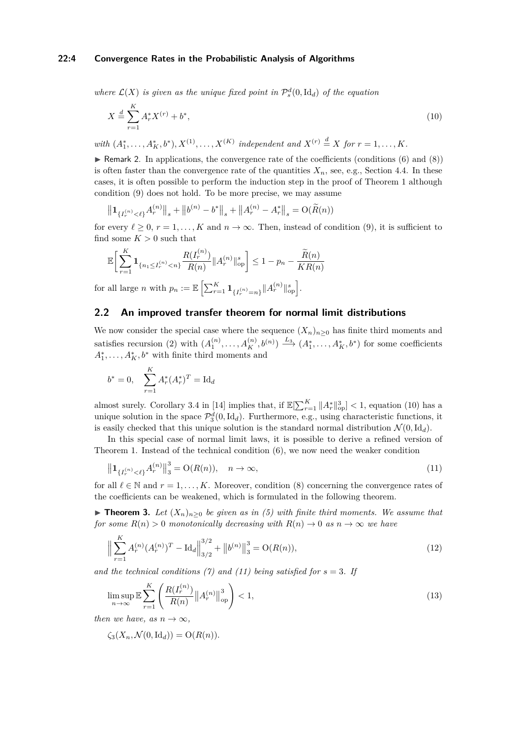*where $\mathcal{L}(X)$ is given as the unique fixed point in $\mathcal{P}_s^d(0, \mathrm{Id}_d)$ of the equation*

$$X \stackrel{d}{=} \sum_{r=1}^{K} A_r^* X^{(r)} + b^*, \tag{10}$$

*with $(A_1^*, \dots, A_K^*, b^*), X^{(1)}, \dots, X^{(K)}$ independent and $X^{(r)} \stackrel{d}{=} X$ for $r = 1, \dots, K$.*

▶ Remark 2. In applications, the convergence rate of the coefficients (conditions (6) and (8)) is often faster than the convergence rate of the quantities $X_n$, see, e.g., Section 4.4. In these cases, it is often possible to perform the induction step in the proof of Theorem 1 although condition (9) does not hold. To be more precise, we may assume

$$\left\|\mathbf{1}_{\{I_r^{(n)} < \ell\}} A_r^{(n)}\right\|_s + \left\|b^{(n)} - b^*\right\|_s + \left\|A_r^{(n)} - A_r^*\right\|_s = \mathrm{O}(\widetilde{R}(n))$$

for every $\ell \geq 0$, $r = 1, \dots, K$ and $n \to \infty$. Then, instead of condition (9), it is sufficient to find some $K > 0$ such that

$$\mathbb{E}\Bigg[\sum_{r=1}^{K} \mathbf{1}_{\{n_1 \leq I_r^{(n)} < n\}} \frac{R(I_r^{(n)})}{R(n)} \|A_r^{(n)}\|_{\mathrm{op}}^s\Bigg] \leq 1 - p_n - \frac{\widetilde{R}(n)}{K R(n)}$$

for all large $n$ with $p_n := \mathbb{E}\left[\sum_{r=1}^{K} \mathbf{1}_{\{I_r^{(n)} = n\}} \|A_r^{(n)}\|_{\mathrm{op}}^s\right]$.

## 2.2 An improved transfer theorem for normal limit distributions

We now consider the special case where the sequence $(X_n)_{n \geq 0}$ has finite third moments and satisfies recursion (2) with $(A_1^{(n)}, \dots, A_K^{(n)}, b^{(n)}) \xrightarrow{L_3} (A_1^*, \dots, A_K^*, b^*)$ for some coefficients $A_1^*, \dots, A_K^*, b^*$ with finite third moments and

$$b^* = 0, \quad \sum_{r=1}^{K} A_r^* (A_r^*)^T = \mathrm{Id}_d$$

almost surely. Corollary 3.4 in [14] implies that, if $\mathbb{E}[\sum_{r=1}^{K} \|A_r^*\|_{\mathrm{op}}^3] < 1$, equation (10) has a unique solution in the space $\mathcal{P}_3^d(0, \mathrm{Id}_d)$. Furthermore, e.g., using characteristic functions, it is easily checked that this unique solution is the standard normal distribution $\mathcal{N}(0, \mathrm{Id}_d)$.

In this special case of normal limit laws, it is possible to derive a refined version of Theorem 1. Instead of the technical condition (6), we now need the weaker condition

$$\left\|\mathbf{1}_{\{I_r^{(n)} < \ell\}} A_r^{(n)}\right\|_3^3 = \mathrm{O}(R(n)), \quad n \to \infty, \tag{11}$$

for all $\ell \in \mathbb{N}$ and $r = 1, \dots, K$. Moreover, condition (8) concerning the convergence rates of the coefficients can be weakened, which is formulated in the following theorem.

▶ **Theorem 3.** *Let $(X_n)_{n \geq 0}$ be given as in (5) with finite third moments. We assume that for some $R(n) > 0$ monotonically decreasing with $R(n) \to 0$ as $n \to \infty$ we have*

$$\Big\|\sum_{r=1}^{K} A_r^{(n)} (A_r^{(n)})^T - \mathrm{Id}_d\Big\|_{3/2}^{3/2} + \left\|b^{(n)}\right\|_3^3 = \mathrm{O}(R(n)), \tag{12}$$

*and the technical conditions (7) and (11) being satisfied for $s = 3$. If*

$$\limsup_{n \to \infty} \mathbb{E} \sum_{r=1}^{K} \left( \frac{R(I_r^{(n)})}{R(n)} \left\|A_r^{(n)}\right\|_{\mathrm{op}}^3 \right) < 1, \tag{13}$$

*then we have, as $n \to \infty$,*

$$\zeta_3(X_n, \mathcal{N}(0, \mathrm{Id}_d)) = \mathrm{O}(R(n)).$$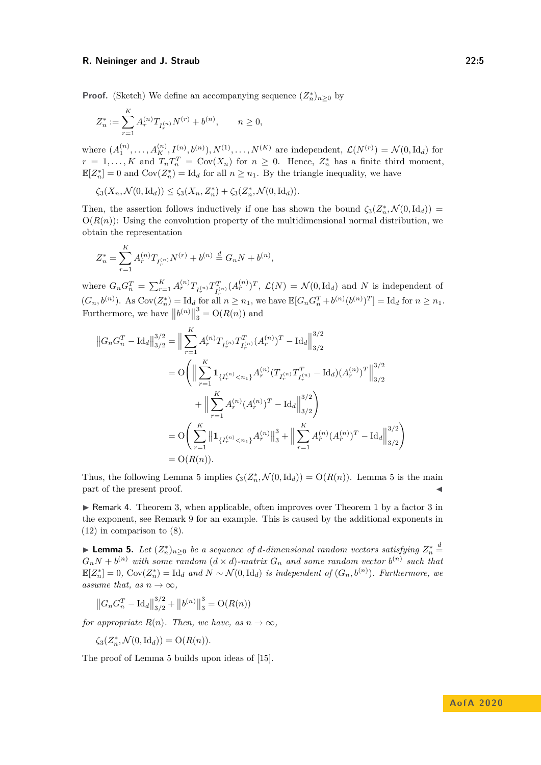**Proof.** (Sketch) We define an accompanying sequence $(Z_n^*)_{n\geq 0}$ by

$$Z_n^* := \sum_{r=1}^K A_r^{(n)} T_{I_r^{(n)}} N^{(r)} + b^{(n)}, \qquad n \geq 0,$$

where $(A_1^{(n)}, \dots, A_K^{(n)}, I^{(n)}, b^{(n)}), N^{(1)}, \dots, N^{(K)}$ are independent, $\mathcal{L}(N^{(r)}) = \mathcal{N}(0, \mathrm{Id}_d)$ for $r = 1, \dots, K$ and $T_n T_n^T = \mathrm{Cov}(X_n)$ for $n \geq 0$. Hence, $Z_n^*$ has a finite third moment, $\mathbb{E}[Z_n^*] = 0$ and $\mathrm{Cov}(Z_n^*) = \mathrm{Id}_d$ for all $n \geq n_1$. By the triangle inequality, we have

$$\zeta_3(X_n, \mathcal{N}(0, \mathrm{Id}_d)) \leq \zeta_3(X_n, Z_n^*) + \zeta_3(Z_n^*, \mathcal{N}(0, \mathrm{Id}_d)).$$

Then, the assertion follows inductively if one has shown the bound $\zeta_3(Z_n^*, \mathcal{N}(0, \mathrm{Id}_d)) = \mathrm{O}(R(n))$: Using the convolution property of the multidimensional normal distribution, we obtain the representation

$$Z_n^* = \sum_{r=1}^K A_r^{(n)} T_{I_r^{(n)}} N^{(r)} + b^{(n)} \stackrel{d}{=} G_n N + b^{(n)},$$

where $G_n G_n^T = \sum_{r=1}^K A_r^{(n)} T_{I_r^{(n)}} T_{I_r^{(n)}}^T (A_r^{(n)})^T$, $\mathcal{L}(N) = \mathcal{N}(0, \mathrm{Id}_d)$ and $N$ is independent of $(G_n, b^{(n)})$. As $\mathrm{Cov}(Z_n^*) = \mathrm{Id}_d$ for all $n \geq n_1$, we have $\mathbb{E}[G_n G_n^T + b^{(n)} (b^{(n)})^T] = \mathrm{Id}_d$ for $n \geq n_1$. Furthermore, we have $\left\|b^{(n)}\right\|_3^3 = \mathrm{O}(R(n))$ and

$$\begin{aligned}
\left\|G_n G_n^T - \mathrm{Id}_d\right\|_{3/2}^{3/2} &= \left\| \sum_{r=1}^K A_r^{(n)} T_{I_r^{(n)}} T_{I_r^{(n)}}^T (A_r^{(n)})^T - \mathrm{Id}_d \right\|_{3/2}^{3/2} \\
&= \mathrm{O}\Bigg( \left\| \sum_{r=1}^K \mathbf{1}_{\{I_r^{(n)} < n_1\}} A_r^{(n)} (T_{I_r^{(n)}} T_{I_r^{(n)}}^T - \mathrm{Id}_d)(A_r^{(n)})^T \right\|_{3/2}^{3/2} \\
&\qquad + \left\| \sum_{r=1}^K A_r^{(n)} (A_r^{(n)})^T - \mathrm{Id}_d \right\|_{3/2}^{3/2} \Bigg) \\
&= \mathrm{O}\left( \sum_{r=1}^K \left\| \mathbf{1}_{\{I_r^{(n)} < n_1\}} A_r^{(n)} \right\|_3^3 + \left\| \sum_{r=1}^K A_r^{(n)} (A_r^{(n)})^T - \mathrm{Id}_d \right\|_{3/2}^{3/2} \right) \\
&= \mathrm{O}(R(n)).
\end{aligned}$$

Thus, the following Lemma 5 implies $\zeta_3(Z_n^*, \mathcal{N}(0, \mathrm{Id}_d)) = \mathrm{O}(R(n))$. Lemma 5 is the main part of the present proof. ◀

▶ Remark 4. Theorem 3, when applicable, often improves over Theorem 1 by a factor 3 in the exponent, see Remark 9 for an example. This is caused by the additional exponents in (12) in comparison to (8).

▶ **Lemma 5.** *Let $(Z_n^*)_{n\geq 0}$ be a sequence of $d$-dimensional random vectors satisfying $Z_n^* \stackrel{d}{=} G_n N + b^{(n)}$ with some random $(d \times d)$-matrix $G_n$ and some random vector $b^{(n)}$ such that $\mathbb{E}[Z_n^*] = 0$, $\mathrm{Cov}(Z_n^*) = \mathrm{Id}_d$ and $N \sim \mathcal{N}(0, \mathrm{Id}_d)$ is independent of $(G_n, b^{(n)})$. Furthermore, we assume that, as $n \to \infty$,*

$$\left\|G_n G_n^T - \mathrm{Id}_d\right\|_{3/2}^{3/2} + \left\|b^{(n)}\right\|_3^3 = \mathrm{O}(R(n))$$

*for appropriate $R(n)$. Then, we have, as $n \to \infty$,*

$$\zeta_3(Z_n^*, \mathcal{N}(0, \mathrm{Id}_d)) = \mathrm{O}(R(n)).$$

The proof of Lemma 5 builds upon ideas of [15].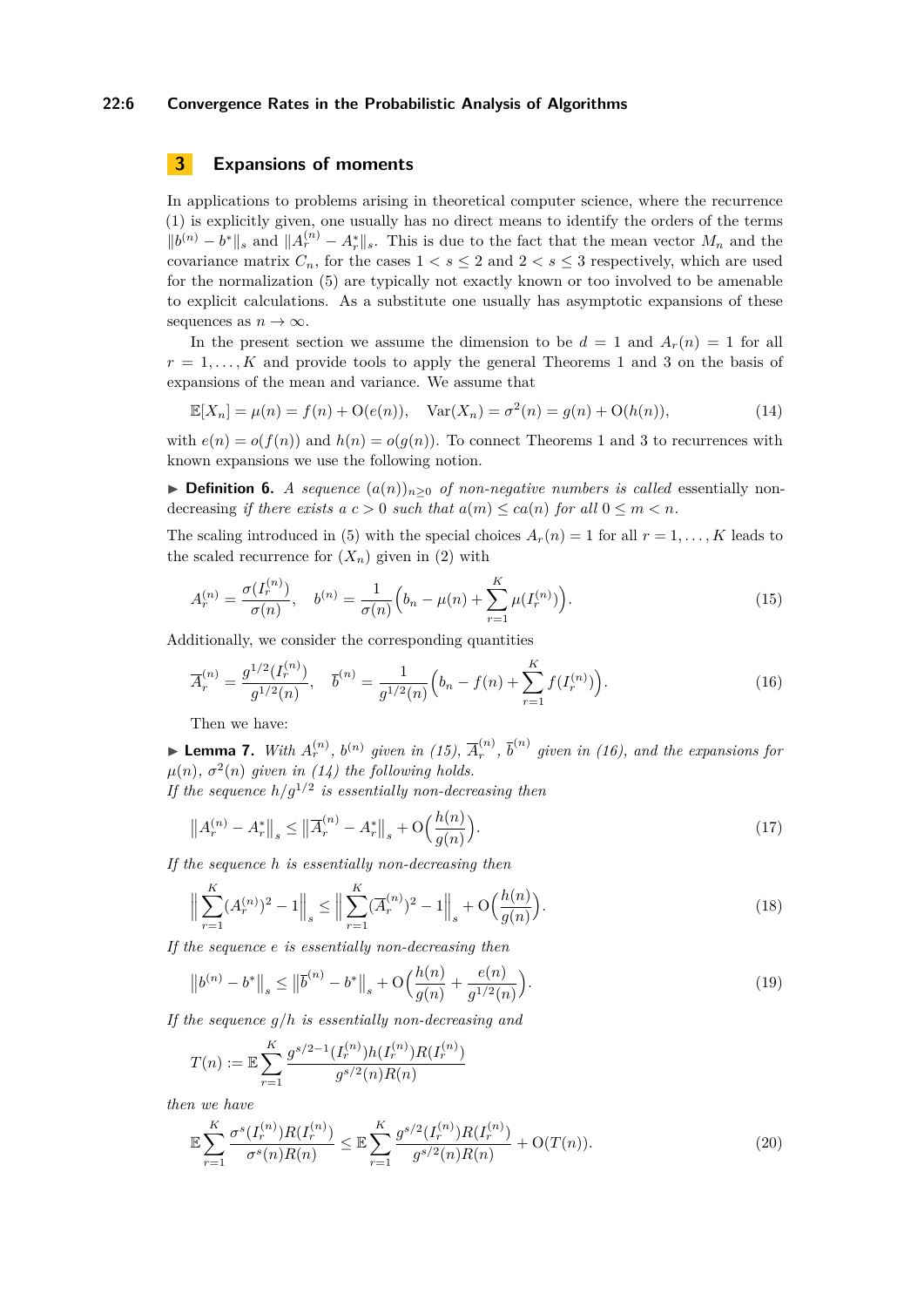## 3 Expansions of moments

In applications to problems arising in theoretical computer science, where the recurrence (1) is explicitly given, one usually has no direct means to identify the orders of the terms $\|b^{(n)} - b^*\|_s$ and $\|A_r^{(n)} - A_r^*\|_s$. This is due to the fact that the mean vector $M_n$ and the covariance matrix $C_n$, for the cases $1 < s \le 2$ and $2 < s \le 3$ respectively, which are used for the normalization (5) are typically not exactly known or too involved to be amenable to explicit calculations. As a substitute one usually has asymptotic expansions of these sequences as $n \to \infty$.

In the present section we assume the dimension to be $d = 1$ and $A_r(n) = 1$ for all $r = 1, \dots, K$ and provide tools to apply the general Theorems 1 and 3 on the basis of expansions of the mean and variance. We assume that

$$\mathbb{E}[X_n] = \mu(n) = f(n) + \mathrm{O}(e(n)), \quad \mathrm{Var}(X_n) = \sigma^2(n) = g(n) + \mathrm{O}(h(n)), \tag{14}$$

with $e(n) = o(f(n))$ and $h(n) = o(g(n))$. To connect Theorems 1 and 3 to recurrences with known expansions we use the following notion.

▶ **Definition 6.** *A sequence $(a(n))_{n\ge 0}$ of non-negative numbers is called* essentially non-decreasing *if there exists a $c > 0$ such that $a(m) \le c a(n)$ for all $0 \le m < n$.*

The scaling introduced in (5) with the special choices $A_r(n) = 1$ for all $r = 1, \dots, K$ leads to the scaled recurrence for $(X_n)$ given in (2) with

$$A_r^{(n)} = \frac{\sigma(I_r^{(n)})}{\sigma(n)}, \quad b^{(n)} = \frac{1}{\sigma(n)}\Big(b_n - \mu(n) + \sum_{r=1}^K \mu(I_r^{(n)})\Big). \tag{15}$$

Additionally, we consider the corresponding quantities

$$\overline{A}_r^{(n)} = \frac{g^{1/2}(I_r^{(n)})}{g^{1/2}(n)}, \quad \overline{b}^{(n)} = \frac{1}{g^{1/2}(n)}\Big(b_n - f(n) + \sum_{r=1}^K f(I_r^{(n)})\Big). \tag{16}$$

Then we have:

▶ **Lemma 7.** *With $A_r^{(n)}$, $b^{(n)}$ given in (15), $\overline{A}_r^{(n)}$, $\overline{b}^{(n)}$ given in (16), and the expansions for $\mu(n)$, $\sigma^2(n)$ given in (14) the following holds.*
*If the sequence $h/g^{1/2}$ is essentially non-decreasing then*

$$\big\|A_r^{(n)} - A_r^*\big\|_s \le \big\|\overline{A}_r^{(n)} - A_r^*\big\|_s + \mathrm{O}\Big(\frac{h(n)}{g(n)}\Big). \tag{17}$$

*If the sequence $h$ is essentially non-decreasing then*

$$\Big\|\sum_{r=1}^K (A_r^{(n)})^2 - 1\Big\|_s \le \Big\|\sum_{r=1}^K (\overline{A}_r^{(n)})^2 - 1\Big\|_s + \mathrm{O}\Big(\frac{h(n)}{g(n)}\Big). \tag{18}$$

*If the sequence $e$ is essentially non-decreasing then*

$$\big\|b^{(n)} - b^*\big\|_s \le \big\|\overline{b}^{(n)} - b^*\big\|_s + \mathrm{O}\Big(\frac{h(n)}{g(n)} + \frac{e(n)}{g^{1/2}(n)}\Big). \tag{19}$$

*If the sequence $g/h$ is essentially non-decreasing and*

$$T(n) := \mathbb{E}\sum_{r=1}^K \frac{g^{s/2-1}(I_r^{(n)})h(I_r^{(n)})R(I_r^{(n)})}{g^{s/2}(n)R(n)}$$

*then we have*

$$\mathbb{E}\sum_{r=1}^K \frac{\sigma^s(I_r^{(n)})R(I_r^{(n)})}{\sigma^s(n)R(n)} \le \mathbb{E}\sum_{r=1}^K \frac{g^{s/2}(I_r^{(n)})R(I_r^{(n)})}{g^{s/2}(n)R(n)} + \mathrm{O}(T(n)). \tag{20}$$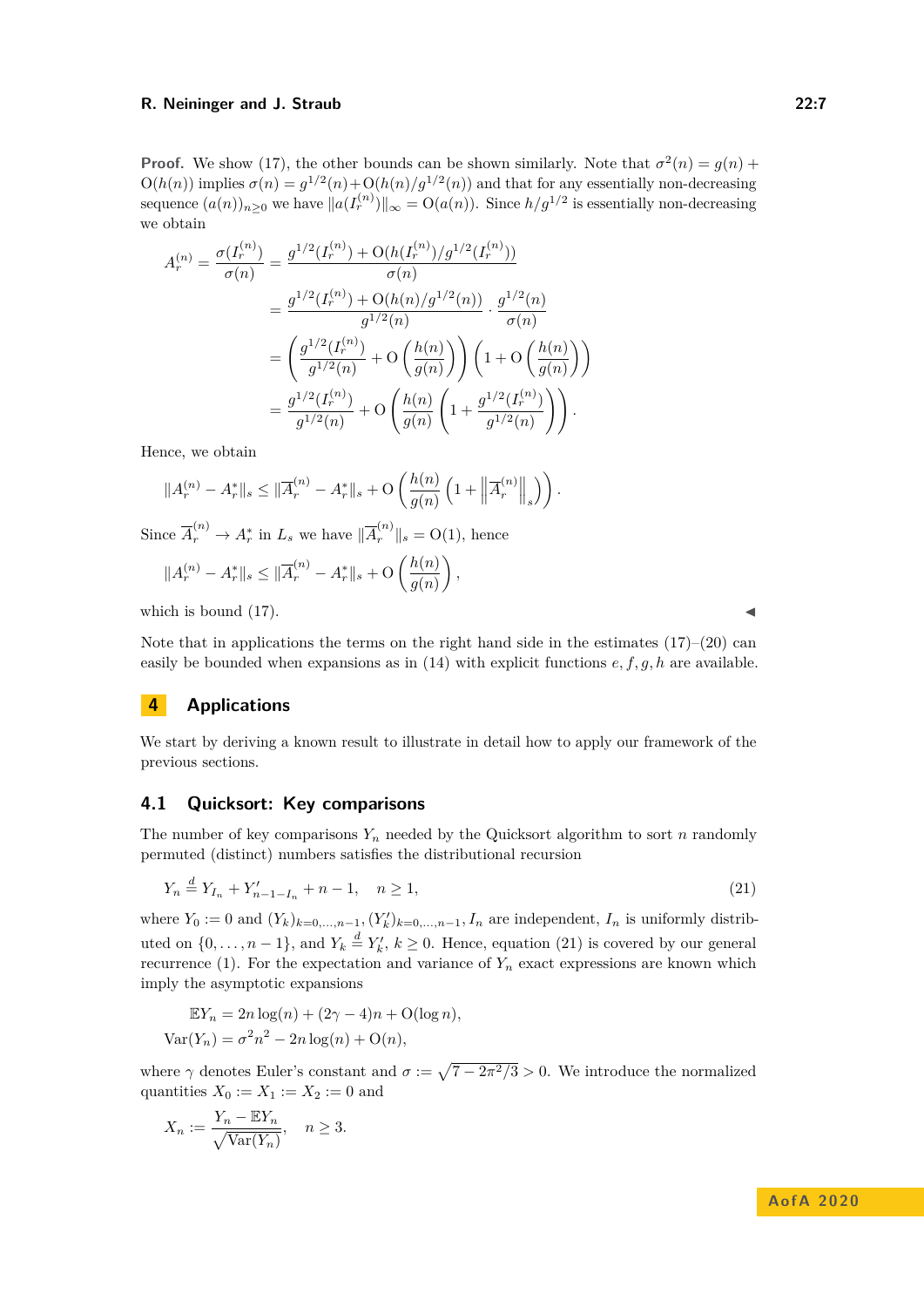**Proof.** We show (17), the other bounds can be shown similarly. Note that $\sigma^2(n) = g(n) + \mathrm{O}(h(n))$ implies $\sigma(n) = g^{1/2}(n) + \mathrm{O}(h(n)/g^{1/2}(n))$ and that for any essentially non-decreasing sequence $(a(n))_{n\geq 0}$ we have $\|a(I_r^{(n)})\|_\infty = \mathrm{O}(a(n))$. Since $h/g^{1/2}$ is essentially non-decreasing we obtain

$$
\begin{aligned}
A_r^{(n)} = \frac{\sigma(I_r^{(n)})}{\sigma(n)} &= \frac{g^{1/2}(I_r^{(n)}) + \mathrm{O}(h(I_r^{(n)})/g^{1/2}(I_r^{(n)}))}{\sigma(n)} \\
&= \frac{g^{1/2}(I_r^{(n)}) + \mathrm{O}(h(n)/g^{1/2}(n))}{g^{1/2}(n)} \cdot \frac{g^{1/2}(n)}{\sigma(n)} \\
&= \left(\frac{g^{1/2}(I_r^{(n)})}{g^{1/2}(n)} + \mathrm{O}\left(\frac{h(n)}{g(n)}\right)\right)\left(1 + \mathrm{O}\left(\frac{h(n)}{g(n)}\right)\right) \\
&= \frac{g^{1/2}(I_r^{(n)})}{g^{1/2}(n)} + \mathrm{O}\left(\frac{h(n)}{g(n)}\left(1 + \frac{g^{1/2}(I_r^{(n)})}{g^{1/2}(n)}\right)\right).
\end{aligned}
$$

Hence, we obtain

$$
\|A_r^{(n)} - A_r^*\|_s \leq \|\overline{A}_r^{(n)} - A_r^*\|_s + \mathrm{O}\left(\frac{h(n)}{g(n)}\left(1 + \left\|\overline{A}_r^{(n)}\right\|_s\right)\right).
$$

Since $\overline{A}_r^{(n)} \to A_r^*$ in $L_s$ we have $\|\overline{A}_r^{(n)}\|_s = \mathrm{O}(1)$, hence

$$
\|A_r^{(n)} - A_r^*\|_s \leq \|\overline{A}_r^{(n)} - A_r^*\|_s + \mathrm{O}\left(\frac{h(n)}{g(n)}\right),
$$

which is bound (17). ◀

Note that in applications the terms on the right hand side in the estimates (17)–(20) can easily be bounded when expansions as in (14) with explicit functions $e, f, g, h$ are available.

# 4 Applications

We start by deriving a known result to illustrate in detail how to apply our framework of the previous sections.

## 4.1 Quicksort: Key comparisons

The number of key comparisons $Y_n$ needed by the Quicksort algorithm to sort $n$ randomly permuted (distinct) numbers satisfies the distributional recursion

$$
Y_n \stackrel{d}{=} Y_{I_n} + Y'_{n-1-I_n} + n - 1, \quad n \geq 1, \tag{21}
$$

where $Y_0 := 0$ and $(Y_k)_{k=0,\dots,n-1}, (Y'_k)_{k=0,\dots,n-1}, I_n$ are independent, $I_n$ is uniformly distributed on $\{0,\dots,n-1\}$, and $Y_k \stackrel{d}{=} Y'_k$, $k \geq 0$. Hence, equation (21) is covered by our general recurrence (1). For the expectation and variance of $Y_n$ exact expressions are known which imply the asymptotic expansions

$$
\begin{aligned}
\mathbb{E}Y_n &= 2n\log(n) + (2\gamma - 4)n + \mathrm{O}(\log n), \\
\mathrm{Var}(Y_n) &= \sigma^2 n^2 - 2n\log(n) + \mathrm{O}(n),
\end{aligned}
$$

where $\gamma$ denotes Euler's constant and $\sigma := \sqrt{7 - 2\pi^2/3} > 0$. We introduce the normalized quantities $X_0 := X_1 := X_2 := 0$ and

$$
X_n := \frac{Y_n - \mathbb{E}Y_n}{\sqrt{\mathrm{Var}(Y_n)}}, \quad n \geq 3.
$$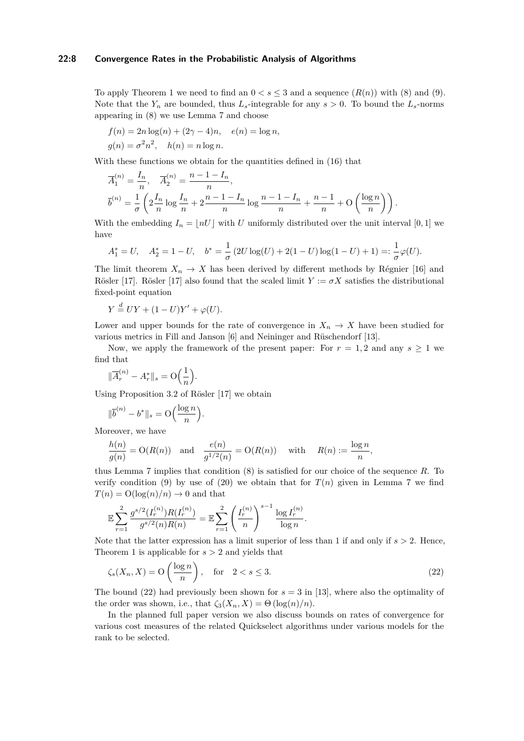To apply Theorem 1 we need to find an $0 < s \leq 3$ and a sequence $(R(n))$ with (8) and (9). Note that the $Y_n$ are bounded, thus $L_s$-integrable for any $s > 0$. To bound the $L_s$-norms appearing in (8) we use Lemma 7 and choose

$$f(n) = 2n\log(n) + (2\gamma - 4)n, \quad e(n) = \log n,$$
$$g(n) = \sigma^2 n^2, \quad h(n) = n \log n.$$

With these functions we obtain for the quantities defined in (16) that

$$\overline{A}_1^{(n)} = \frac{I_n}{n}, \quad \overline{A}_2^{(n)} = \frac{n-1-I_n}{n},$$
$$\overline{b}^{(n)} = \frac{1}{\sigma}\left(2\frac{I_n}{n}\log\frac{I_n}{n} + 2\frac{n-1-I_n}{n}\log\frac{n-1-I_n}{n} + \frac{n-1}{n} + \mathrm{O}\left(\frac{\log n}{n}\right)\right).$$

With the embedding $I_n = \lfloor nU \rfloor$ with $U$ uniformly distributed over the unit interval $[0,1]$ we have

$$A_1^* = U, \quad A_2^* = 1 - U, \quad b^* = \frac{1}{\sigma}\left(2U\log(U) + 2(1-U)\log(1-U) + 1\right) =: \frac{1}{\sigma}\varphi(U).$$

The limit theorem $X_n \to X$ has been derived by different methods by Régnier [16] and Rösler [17]. Rösler [17] also found that the scaled limit $Y := \sigma X$ satisfies the distributional fixed-point equation

$$Y \stackrel{d}{=} UY + (1-U)Y' + \varphi(U).$$

Lower and upper bounds for the rate of convergence in $X_n \to X$ have been studied for various metrics in Fill and Janson [6] and Neininger and Rüschendorf [13].

Now, we apply the framework of the present paper: For $r = 1, 2$ and any $s \geq 1$ we find that

$$\|\overline{A}_r^{(n)} - A_r^*\|_s = \mathrm{O}\Big(\frac{1}{n}\Big).$$

Using Proposition 3.2 of Rösler [17] we obtain

$$\|\overline{b}^{(n)} - b^*\|_s = \mathrm{O}\Big(\frac{\log n}{n}\Big).$$

Moreover, we have

$$\frac{h(n)}{g(n)} = \mathrm{O}(R(n)) \quad \text{and} \quad \frac{e(n)}{g^{1/2}(n)} = \mathrm{O}(R(n)) \quad \text{with} \quad R(n) := \frac{\log n}{n},$$

thus Lemma 7 implies that condition (8) is satisfied for our choice of the sequence $R$. To verify condition (9) by use of (20) we obtain that for $T(n)$ given in Lemma 7 we find $T(n) = \mathrm{O}(\log(n)/n) \to 0$ and that

$$\mathbb{E}\sum_{r=1}^{2} \frac{g^{s/2}(I_r^{(n)})R(I_r^{(n)})}{g^{s/2}(n)R(n)} = \mathbb{E}\sum_{r=1}^{2}\left(\frac{I_r^{(n)}}{n}\right)^{s-1}\frac{\log I_r^{(n)}}{\log n}.$$

Note that the latter expression has a limit superior of less than 1 if and only if $s > 2$. Hence, Theorem 1 is applicable for $s > 2$ and yields that

$$\zeta_s(X_n, X) = \mathrm{O}\left(\frac{\log n}{n}\right), \quad \text{for} \quad 2 < s \leq 3. \tag{22}$$

The bound (22) had previously been shown for $s = 3$ in [13], where also the optimality of the order was shown, i.e., that $\zeta_3(X_n, X) = \Theta(\log(n)/n)$.

In the planned full paper version we also discuss bounds on rates of convergence for various cost measures of the related Quickselect algorithms under various models for the rank to be selected.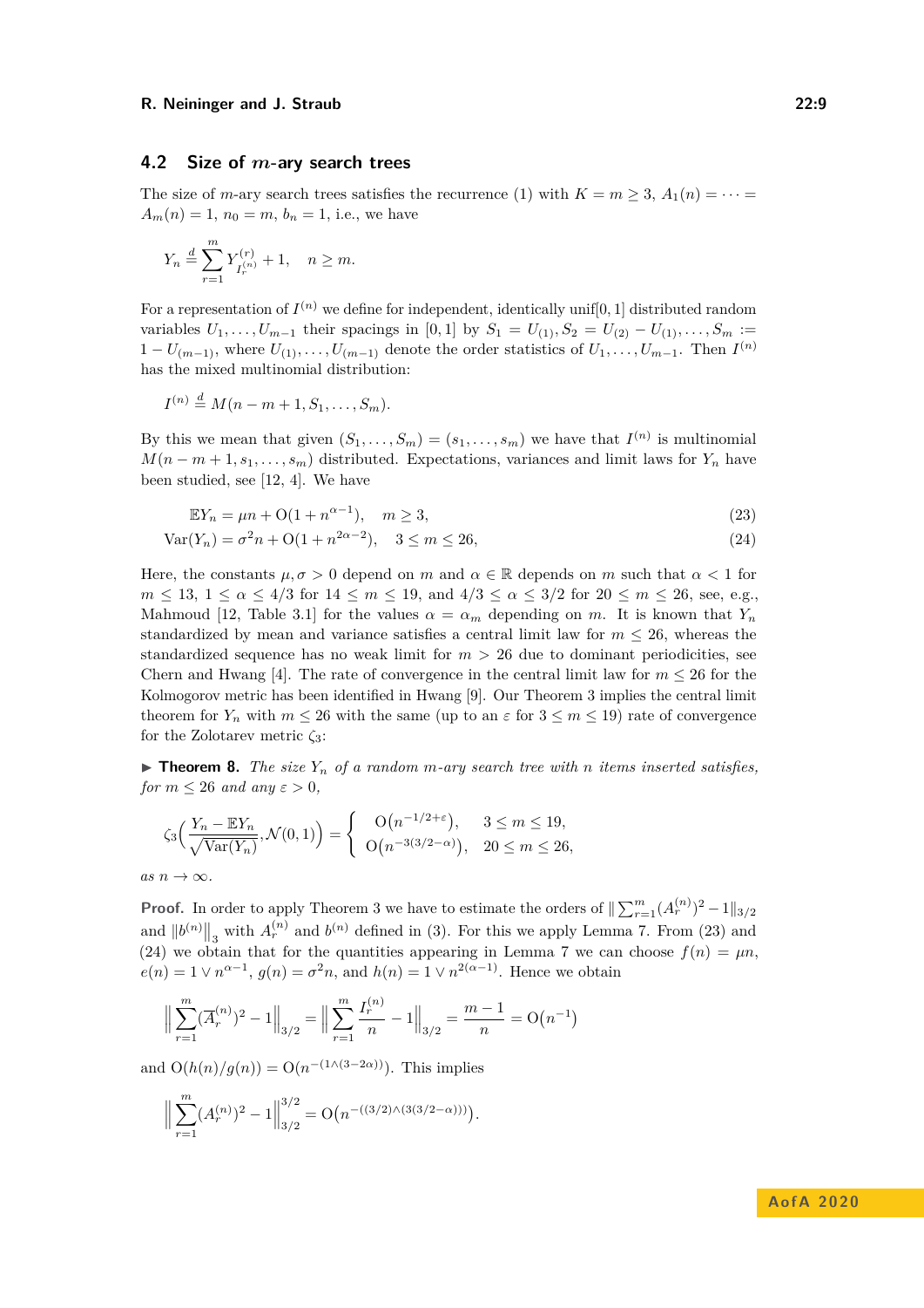## 4.2 Size of $m$-ary search trees

The size of $m$-ary search trees satisfies the recurrence (1) with $K = m \geq 3$, $A_1(n) = \cdots = A_m(n) = 1$, $n_0 = m$, $b_n = 1$, i.e., we have

$$Y_n \stackrel{d}{=} \sum_{r=1}^{m} Y_{I_r^{(n)}}^{(r)} + 1, \quad n \geq m.$$

For a representation of $I^{(n)}$ we define for independent, identically unif$[0,1]$ distributed random variables $U_1, \ldots, U_{m-1}$ their spacings in $[0,1]$ by $S_1 = U_{(1)}, S_2 = U_{(2)} - U_{(1)}, \ldots, S_m := 1 - U_{(m-1)}$, where $U_{(1)}, \ldots, U_{(m-1)}$ denote the order statistics of $U_1, \ldots, U_{m-1}$. Then $I^{(n)}$ has the mixed multinomial distribution:

$$I^{(n)} \stackrel{d}{=} M(n - m + 1, S_1, \ldots, S_m).$$

By this we mean that given $(S_1, \ldots, S_m) = (s_1, \ldots, s_m)$ we have that $I^{(n)}$ is multinomial $M(n - m + 1, s_1, \ldots, s_m)$ distributed. Expectations, variances and limit laws for $Y_n$ have been studied, see [12, 4]. We have

$$\mathbb{E}Y_n = \mu n + \mathrm{O}(1 + n^{\alpha-1}), \quad m \geq 3, \tag{23}$$

$$\mathrm{Var}(Y_n) = \sigma^2 n + \mathrm{O}(1 + n^{2\alpha-2}), \quad 3 \leq m \leq 26, \tag{24}$$

Here, the constants $\mu, \sigma > 0$ depend on $m$ and $\alpha \in \mathbb{R}$ depends on $m$ such that $\alpha < 1$ for $m \leq 13$, $1 \leq \alpha \leq 4/3$ for $14 \leq m \leq 19$, and $4/3 \leq \alpha \leq 3/2$ for $20 \leq m \leq 26$, see, e.g., Mahmoud [12, Table 3.1] for the values $\alpha = \alpha_m$ depending on $m$. It is known that $Y_n$ standardized by mean and variance satisfies a central limit law for $m \leq 26$, whereas the standardized sequence has no weak limit for $m > 26$ due to dominant periodicities, see Chern and Hwang [4]. The rate of convergence in the central limit law for $m \leq 26$ for the Kolmogorov metric has been identified in Hwang [9]. Our Theorem 3 implies the central limit theorem for $Y_n$ with $m \leq 26$ with the same (up to an $\varepsilon$ for $3 \leq m \leq 19$) rate of convergence for the Zolotarev metric $\zeta_3$:

▶ **Theorem 8.** *The size $Y_n$ of a random $m$-ary search tree with $n$ items inserted satisfies, for $m \leq 26$ and any $\varepsilon > 0$,*

$$\zeta_3\Big(\frac{Y_n - \mathbb{E}Y_n}{\sqrt{\mathrm{Var}(Y_n)}}, \mathcal{N}(0,1)\Big) = \begin{cases} \mathrm{O}\big(n^{-1/2+\varepsilon}\big), & 3 \leq m \leq 19, \\ \mathrm{O}\big(n^{-3(3/2-\alpha)}\big), & 20 \leq m \leq 26, \end{cases}$$

*as $n \to \infty$.*

**Proof.** In order to apply Theorem 3 we have to estimate the orders of $\|\sum_{r=1}^m (A_r^{(n)})^2 - 1\|_{3/2}$ and $\|b^{(n)}\|_3$ with $A_r^{(n)}$ and $b^{(n)}$ defined in (3). For this we apply Lemma 7. From (23) and (24) we obtain that for the quantities appearing in Lemma 7 we can choose $f(n) = \mu n$, $e(n) = 1 \vee n^{\alpha-1}$, $g(n) = \sigma^2 n$, and $h(n) = 1 \vee n^{2(\alpha-1)}$. Hence we obtain

$$\Big\|\sum_{r=1}^{m} (\overline{A}_r^{(n)})^2 - 1\Big\|_{3/2} = \Big\|\sum_{r=1}^{m} \frac{I_r^{(n)}}{n} - 1\Big\|_{3/2} = \frac{m-1}{n} = \mathrm{O}\big(n^{-1}\big)$$

and $\mathrm{O}(h(n)/g(n)) = \mathrm{O}(n^{-(1 \wedge (3-2\alpha))})$. This implies

$$\Big\|\sum_{r=1}^{m} (A_r^{(n)})^2 - 1\Big\|_{3/2}^{3/2} = \mathrm{O}\big(n^{-((3/2) \wedge (3(3/2-\alpha)))}\big).$$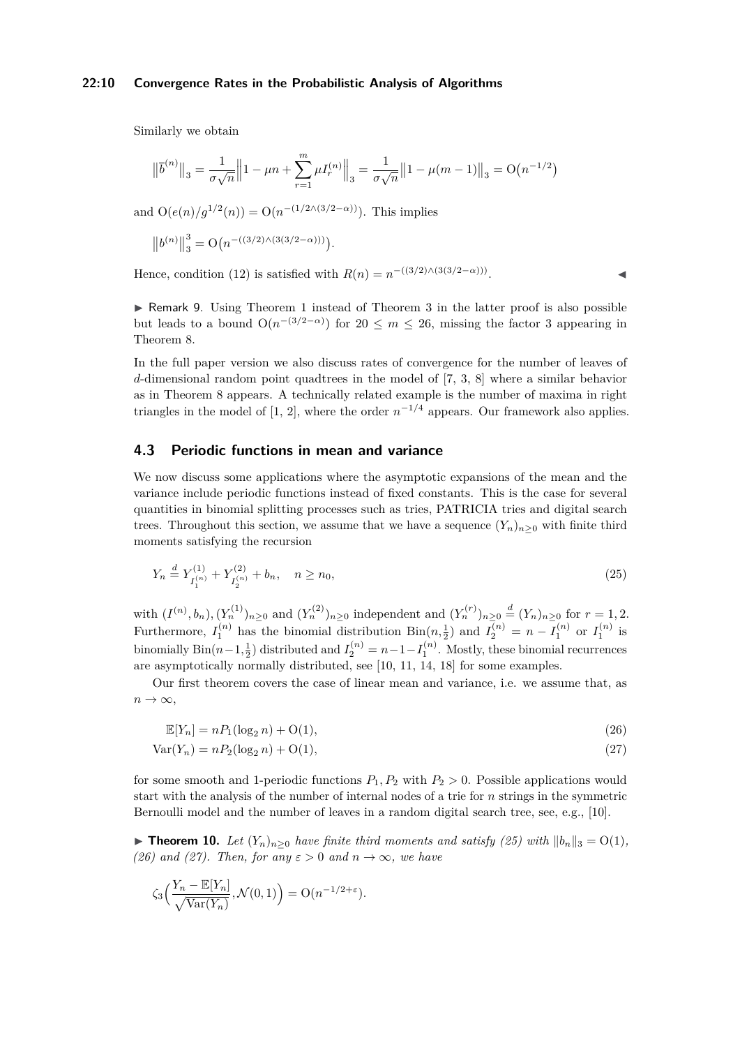Similarly we obtain

$$\left\|\overline{b}^{(n)}\right\|_3 = \frac{1}{\sigma\sqrt{n}}\left\|1 - \mu n + \sum_{r=1}^{m} \mu I_r^{(n)}\right\|_3 = \frac{1}{\sigma\sqrt{n}}\left\|1 - \mu(m-1)\right\|_3 = \mathrm{O}\big(n^{-1/2}\big)$$

and $\mathrm{O}(e(n)/g^{1/2}(n)) = \mathrm{O}(n^{-(1/2 \wedge (3/2-\alpha))})$. This implies

$$\left\|b^{(n)}\right\|_3^3 = \mathrm{O}\big(n^{-((3/2)\wedge(3(3/2-\alpha)))}\big).$$

Hence, condition (12) is satisfied with $R(n) = n^{-((3/2)\wedge(3(3/2-\alpha)))}$. ◀

▶ Remark 9. Using Theorem 1 instead of Theorem 3 in the latter proof is also possible but leads to a bound $\mathrm{O}(n^{-(3/2-\alpha)})$ for $20 \le m \le 26$, missing the factor 3 appearing in Theorem 8.

In the full paper version we also discuss rates of convergence for the number of leaves of $d$-dimensional random point quadtrees in the model of [7, 3, 8] where a similar behavior as in Theorem 8 appears. A technically related example is the number of maxima in right triangles in the model of [1, 2], where the order $n^{-1/4}$ appears. Our framework also applies.

### 4.3 Periodic functions in mean and variance

We now discuss some applications where the asymptotic expansions of the mean and the variance include periodic functions instead of fixed constants. This is the case for several quantities in binomial splitting processes such as tries, PATRICIA tries and digital search trees. Throughout this section, we assume that we have a sequence $(Y_n)_{n\ge 0}$ with finite third moments satisfying the recursion

$$Y_n \stackrel{d}{=} Y^{(1)}_{I_1^{(n)}} + Y^{(2)}_{I_2^{(n)}} + b_n, \quad n \ge n_0, \tag{25}$$

with $(I^{(n)}, b_n), (Y_n^{(1)})_{n\ge 0}$ and $(Y_n^{(2)})_{n\ge 0}$ independent and $(Y_n^{(r)})_{n\ge 0} \stackrel{d}{=} (Y_n)_{n\ge 0}$ for $r = 1, 2$. Furthermore, $I_1^{(n)}$ has the binomial distribution $\mathrm{Bin}(n, \frac{1}{2})$ and $I_2^{(n)} = n - I_1^{(n)}$ or $I_1^{(n)}$ is binomially $\mathrm{Bin}(n-1, \frac{1}{2})$ distributed and $I_2^{(n)} = n - 1 - I_1^{(n)}$. Mostly, these binomial recurrences are asymptotically normally distributed, see [10, 11, 14, 18] for some examples.

Our first theorem covers the case of linear mean and variance, i.e. we assume that, as $n \to \infty$,

$$\mathbb{E}[Y_n] = nP_1(\log_2 n) + \mathrm{O}(1), \tag{26}$$

$$\mathrm{Var}(Y_n) = nP_2(\log_2 n) + \mathrm{O}(1), \tag{27}$$

for some smooth and 1-periodic functions $P_1, P_2$ with $P_2 > 0$. Possible applications would start with the analysis of the number of internal nodes of a trie for $n$ strings in the symmetric Bernoulli model and the number of leaves in a random digital search tree, see, e.g., [10].

▶ **Theorem 10.** *Let $(Y_n)_{n\ge 0}$ have finite third moments and satisfy (25) with $\|b_n\|_3 = \mathrm{O}(1)$, (26) and (27). Then, for any $\varepsilon > 0$ and $n \to \infty$, we have*

$$\zeta_3\Big(\frac{Y_n - \mathbb{E}[Y_n]}{\sqrt{\mathrm{Var}(Y_n)}}, \mathcal{N}(0,1)\Big) = \mathrm{O}(n^{-1/2+\varepsilon}).$$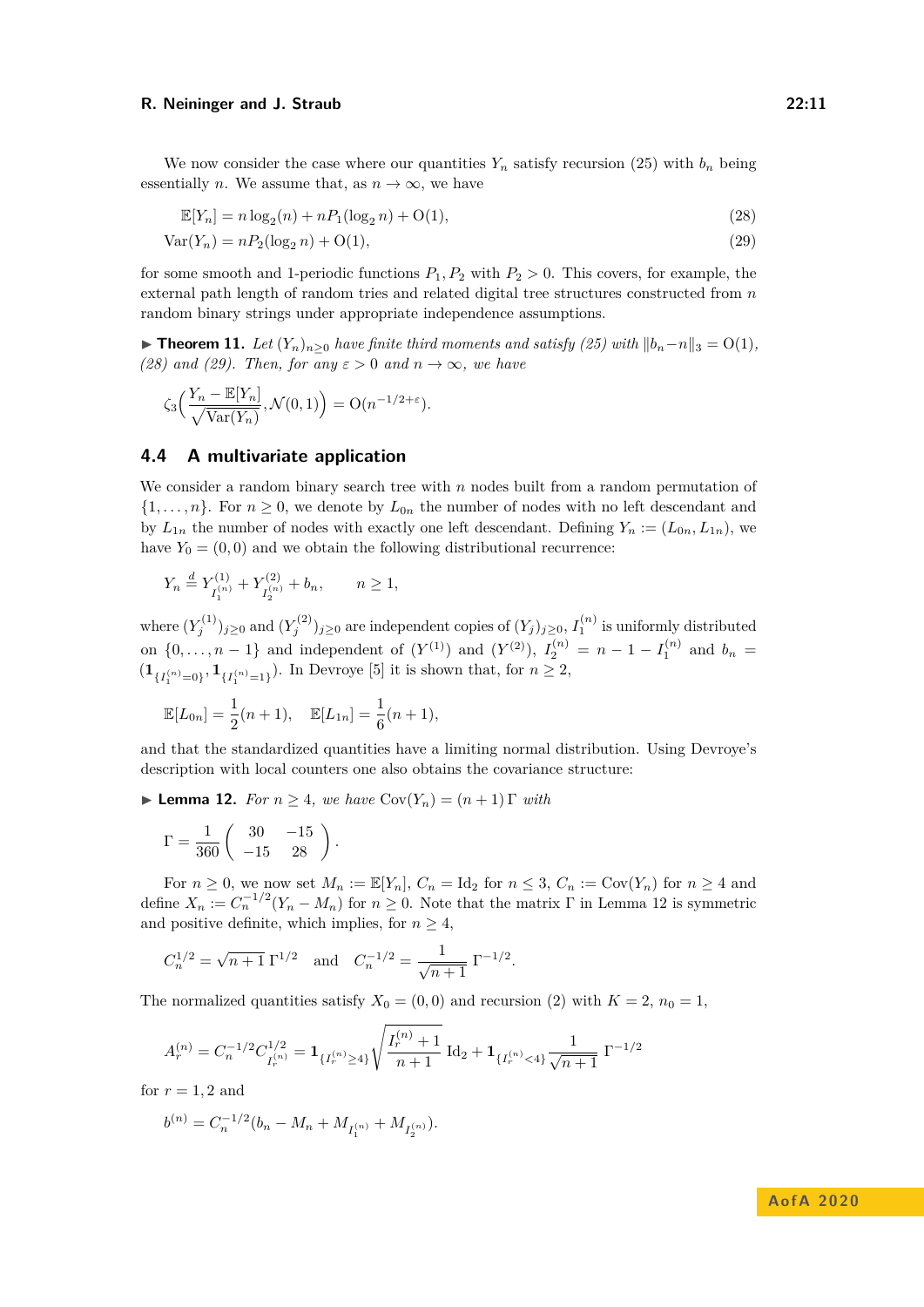We now consider the case where our quantities $Y_n$ satisfy recursion (25) with $b_n$ being essentially $n$. We assume that, as $n \to \infty$, we have

$$\mathbb{E}[Y_n] = n \log_2(n) + nP_1(\log_2 n) + \mathrm{O}(1), \tag{28}$$

$$\mathrm{Var}(Y_n) = nP_2(\log_2 n) + \mathrm{O}(1), \tag{29}$$

for some smooth and 1-periodic functions $P_1, P_2$ with $P_2 > 0$. This covers, for example, the external path length of random tries and related digital tree structures constructed from $n$ random binary strings under appropriate independence assumptions.

▶ **Theorem 11.** *Let $(Y_n)_{n\geq 0}$ have finite third moments and satisfy (25) with $\|b_n - n\|_3 = \mathrm{O}(1)$, (28) and (29). Then, for any $\varepsilon > 0$ and $n \to \infty$, we have*

$$\zeta_3\Big(\frac{Y_n - \mathbb{E}[Y_n]}{\sqrt{\mathrm{Var}(Y_n)}}, \mathcal{N}(0,1)\Big) = \mathrm{O}(n^{-1/2+\varepsilon}).$$

## 4.4 A multivariate application

We consider a random binary search tree with $n$ nodes built from a random permutation of $\{1, \ldots, n\}$. For $n \geq 0$, we denote by $L_{0n}$ the number of nodes with no left descendant and by $L_{1n}$ the number of nodes with exactly one left descendant. Defining $Y_n := (L_{0n}, L_{1n})$, we have $Y_0 = (0,0)$ and we obtain the following distributional recurrence:

$$Y_n \stackrel{d}{=} Y^{(1)}_{I_1^{(n)}} + Y^{(2)}_{I_2^{(n)}} + b_n, \qquad n \geq 1,$$

where $(Y_j^{(1)})_{j\geq 0}$ and $(Y_j^{(2)})_{j\geq 0}$ are independent copies of $(Y_j)_{j\geq 0}$, $I_1^{(n)}$ is uniformly distributed on $\{0, \ldots, n-1\}$ and independent of $(Y^{(1)})$ and $(Y^{(2)})$, $I_2^{(n)} = n - 1 - I_1^{(n)}$ and $b_n = (\mathbf{1}_{\{I_1^{(n)}=0\}}, \mathbf{1}_{\{I_1^{(n)}=1\}})$. In Devroye [5] it is shown that, for $n \geq 2$,

$$\mathbb{E}[L_{0n}] = \frac{1}{2}(n+1), \quad \mathbb{E}[L_{1n}] = \frac{1}{6}(n+1),$$

and that the standardized quantities have a limiting normal distribution. Using Devroye's description with local counters one also obtains the covariance structure:

▶ **Lemma 12.** *For $n \geq 4$, we have $\mathrm{Cov}(Y_n) = (n+1)\,\Gamma$ with*

$$\Gamma = \frac{1}{360}\begin{pmatrix} 30 & -15 \\ -15 & 28 \end{pmatrix}.$$

For $n \geq 0$, we now set $M_n := \mathbb{E}[Y_n]$, $C_n = \mathrm{Id}_2$ for $n \leq 3$, $C_n := \mathrm{Cov}(Y_n)$ for $n \geq 4$ and define $X_n := C_n^{-1/2}(Y_n - M_n)$ for $n \geq 0$. Note that the matrix $\Gamma$ in Lemma 12 is symmetric and positive definite, which implies, for $n \geq 4$,

$$C_n^{1/2} = \sqrt{n+1}\,\Gamma^{1/2} \quad \text{and} \quad C_n^{-1/2} = \frac{1}{\sqrt{n+1}}\,\Gamma^{-1/2}.$$

The normalized quantities satisfy $X_0 = (0,0)$ and recursion (2) with $K = 2$, $n_0 = 1$,

$$A_r^{(n)} = C_n^{-1/2} C_{I_r^{(n)}}^{1/2} = \mathbf{1}_{\{I_r^{(n)} \geq 4\}} \sqrt{\frac{I_r^{(n)}+1}{n+1}}\,\mathrm{Id}_2 + \mathbf{1}_{\{I_r^{(n)} < 4\}} \frac{1}{\sqrt{n+1}}\,\Gamma^{-1/2}$$

for $r = 1, 2$ and

$$b^{(n)} = C_n^{-1/2}(b_n - M_n + M_{I_1^{(n)}} + M_{I_2^{(n)}}).$$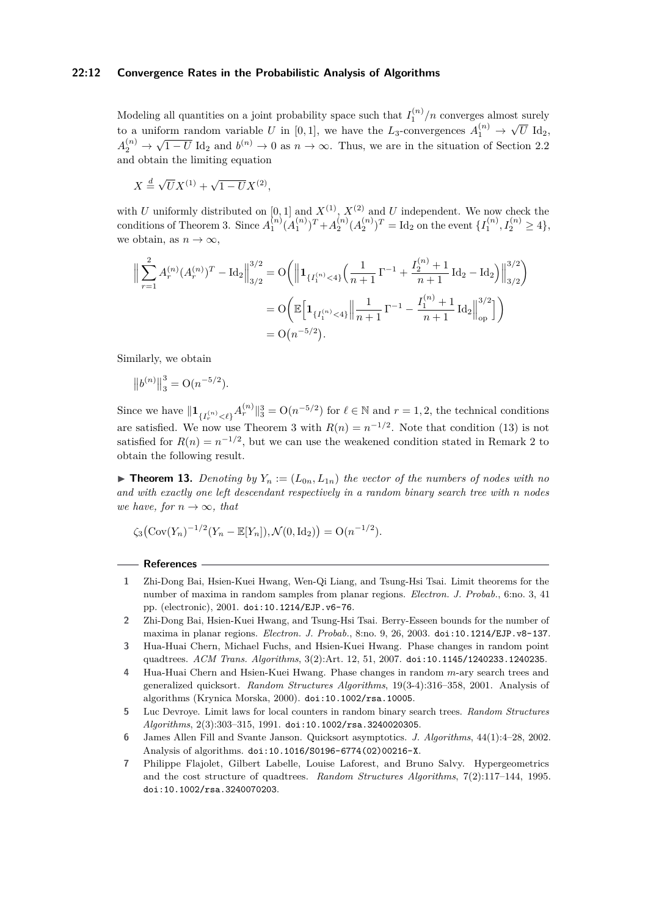Modeling all quantities on a joint probability space such that $I_1^{(n)}/n$ converges almost surely to a uniform random variable $U$ in $[0,1]$, we have the $L_3$-convergences $A_1^{(n)} \to \sqrt{U}\,\mathrm{Id}_2$, $A_2^{(n)} \to \sqrt{1-U}\,\mathrm{Id}_2$ and $b^{(n)} \to 0$ as $n \to \infty$. Thus, we are in the situation of Section 2.2 and obtain the limiting equation

$$X \stackrel{d}{=} \sqrt{U} X^{(1)} + \sqrt{1-U} X^{(2)},$$

with $U$ uniformly distributed on $[0,1]$ and $X^{(1)}$, $X^{(2)}$ and $U$ independent. We now check the conditions of Theorem 3. Since $A_1^{(n)}(A_1^{(n)})^T + A_2^{(n)}(A_2^{(n)})^T = \mathrm{Id}_2$ on the event $\{I_1^{(n)}, I_2^{(n)} \geq 4\}$, we obtain, as $n \to \infty$,

$$\begin{aligned}
\Big\| \sum_{r=1}^{2} A_r^{(n)}(A_r^{(n)})^T - \mathrm{Id}_2 \Big\|_{3/2}^{3/2} &= \mathrm{O}\bigg( \Big\| \mathbf{1}_{\{I_1^{(n)}<4\}} \Big( \frac{1}{n+1}\,\Gamma^{-1} + \frac{I_2^{(n)}+1}{n+1}\,\mathrm{Id}_2 - \mathrm{Id}_2 \Big) \Big\|_{3/2}^{3/2} \bigg) \\
&= \mathrm{O}\bigg( \mathbb{E}\Big[ \mathbf{1}_{\{I_1^{(n)}<4\}} \Big\| \frac{1}{n+1}\,\Gamma^{-1} - \frac{I_1^{(n)}+1}{n+1}\,\mathrm{Id}_2 \Big\|_{\mathrm{op}}^{3/2} \Big] \bigg) \\
&= \mathrm{O}\big(n^{-5/2}\big).
\end{aligned}$$

Similarly, we obtain

$$\big\| b^{(n)} \big\|_3^3 = \mathrm{O}(n^{-5/2}).$$

Since we have $\|\mathbf{1}_{\{I_r^{(n)}<\ell\}} A_r^{(n)}\|_3^3 = \mathrm{O}(n^{-5/2})$ for $\ell \in \mathbb{N}$ and $r = 1,2$, the technical conditions are satisfied. We now use Theorem 3 with $R(n) = n^{-1/2}$. Note that condition (13) is not satisfied for $R(n) = n^{-1/2}$, but we can use the weakened condition stated in Remark 2 to obtain the following result.

▶ **Theorem 13.** *Denoting by $Y_n := (L_{0n}, L_{1n})$ the vector of the numbers of nodes with no and with exactly one left descendant respectively in a random binary search tree with $n$ nodes we have, for $n \to \infty$, that*

$$\zeta_3\big(\mathrm{Cov}(Y_n)^{-1/2}(Y_n - \mathbb{E}[Y_n]), \mathcal{N}(0, \mathrm{Id}_2)\big) = \mathrm{O}(n^{-1/2}).$$

## References

1. Zhi-Dong Bai, Hsien-Kuei Hwang, Wen-Qi Liang, and Tsung-Hsi Tsai. Limit theorems for the number of maxima in random samples from planar regions. *Electron. J. Probab.*, 6:no. 3, 41 pp. (electronic), 2001. doi:10.1214/EJP.v6-76.
2. Zhi-Dong Bai, Hsien-Kuei Hwang, and Tsung-Hsi Tsai. Berry-Esseen bounds for the number of maxima in planar regions. *Electron. J. Probab.*, 8:no. 9, 26, 2003. doi:10.1214/EJP.v8-137.
3. Hua-Huai Chern, Michael Fuchs, and Hsien-Kuei Hwang. Phase changes in random point quadtrees. *ACM Trans. Algorithms*, 3(2):Art. 12, 51, 2007. doi:10.1145/1240233.1240235.
4. Hua-Huai Chern and Hsien-Kuei Hwang. Phase changes in random $m$-ary search trees and generalized quicksort. *Random Structures Algorithms*, 19(3-4):316–358, 2001. Analysis of algorithms (Krynica Morska, 2000). doi:10.1002/rsa.10005.
5. Luc Devroye. Limit laws for local counters in random binary search trees. *Random Structures Algorithms*, 2(3):303–315, 1991. doi:10.1002/rsa.3240020305.
6. James Allen Fill and Svante Janson. Quicksort asymptotics. *J. Algorithms*, 44(1):4–28, 2002. Analysis of algorithms. doi:10.1016/S0196-6774(02)00216-X.
7. Philippe Flajolet, Gilbert Labelle, Louise Laforest, and Bruno Salvy. Hypergeometrics and the cost structure of quadtrees. *Random Structures Algorithms*, 7(2):117–144, 1995. doi:10.1002/rsa.3240070203.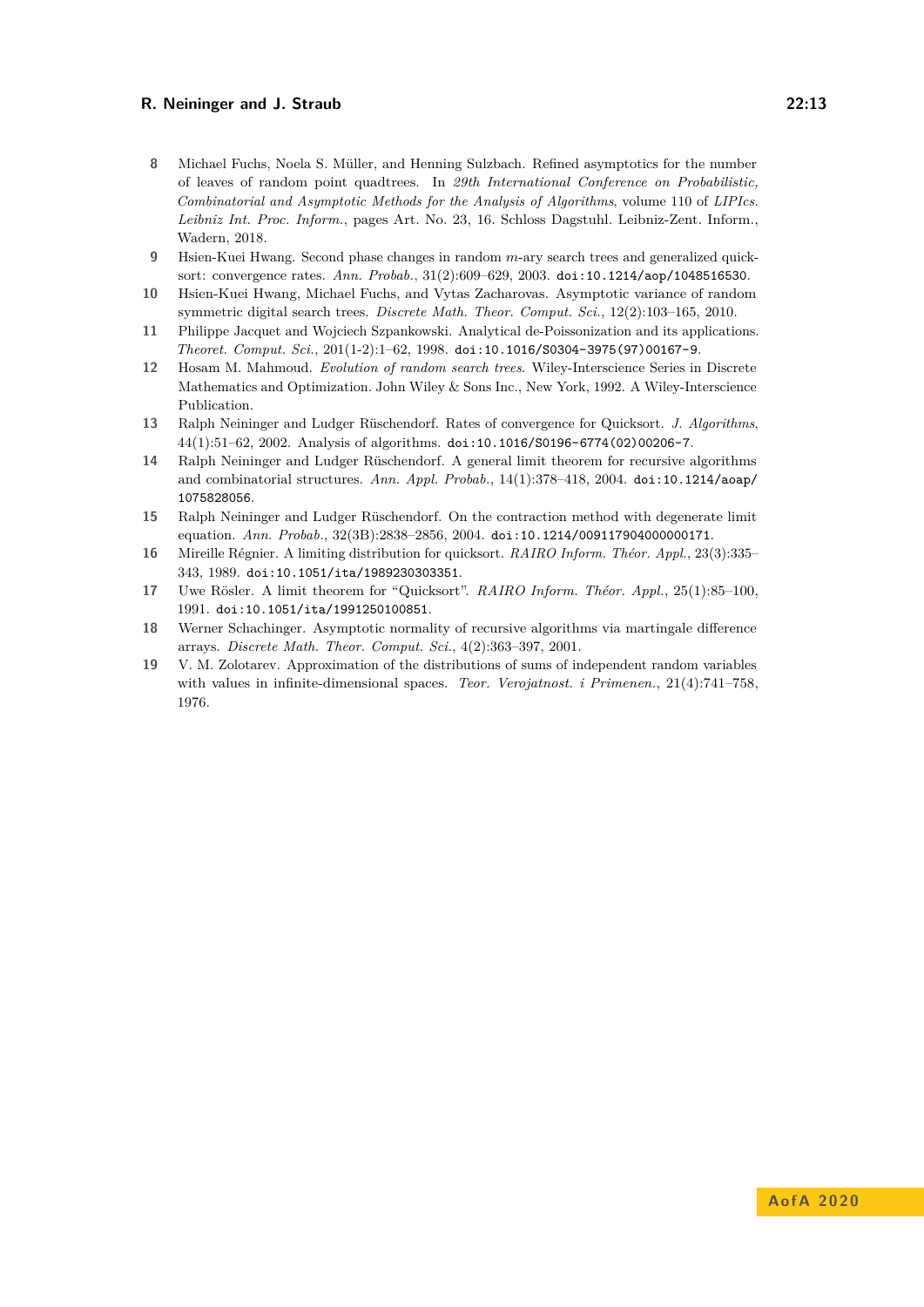8. Michael Fuchs, Noela S. Müller, and Henning Sulzbach. Refined asymptotics for the number of leaves of random point quadtrees. In *29th International Conference on Probabilistic, Combinatorial and Asymptotic Methods for the Analysis of Algorithms*, volume 110 of *LIPIcs. Leibniz Int. Proc. Inform.*, pages Art. No. 23, 16. Schloss Dagstuhl. Leibniz-Zent. Inform., Wadern, 2018.
9. Hsien-Kuei Hwang. Second phase changes in random $m$-ary search trees and generalized quicksort: convergence rates. *Ann. Probab.*, 31(2):609–629, 2003. doi:10.1214/aop/1048516530.
10. Hsien-Kuei Hwang, Michael Fuchs, and Vytas Zacharovas. Asymptotic variance of random symmetric digital search trees. *Discrete Math. Theor. Comput. Sci.*, 12(2):103–165, 2010.
11. Philippe Jacquet and Wojciech Szpankowski. Analytical de-Poissonization and its applications. *Theoret. Comput. Sci.*, 201(1-2):1–62, 1998. doi:10.1016/S0304-3975(97)00167-9.
12. Hosam M. Mahmoud. *Evolution of random search trees*. Wiley-Interscience Series in Discrete Mathematics and Optimization. John Wiley & Sons Inc., New York, 1992. A Wiley-Interscience Publication.
13. Ralph Neininger and Ludger Rüschendorf. Rates of convergence for Quicksort. *J. Algorithms*, 44(1):51–62, 2002. Analysis of algorithms. doi:10.1016/S0196-6774(02)00206-7.
14. Ralph Neininger and Ludger Rüschendorf. A general limit theorem for recursive algorithms and combinatorial structures. *Ann. Appl. Probab.*, 14(1):378–418, 2004. doi:10.1214/aoap/1075828056.
15. Ralph Neininger and Ludger Rüschendorf. On the contraction method with degenerate limit equation. *Ann. Probab.*, 32(3B):2838–2856, 2004. doi:10.1214/009117904000000171.
16. Mireille Régnier. A limiting distribution for quicksort. *RAIRO Inform. Théor. Appl.*, 23(3):335–343, 1989. doi:10.1051/ita/1989230303351.
17. Uwe Rösler. A limit theorem for "Quicksort". *RAIRO Inform. Théor. Appl.*, 25(1):85–100, 1991. doi:10.1051/ita/1991250100851.
18. Werner Schachinger. Asymptotic normality of recursive algorithms via martingale difference arrays. *Discrete Math. Theor. Comput. Sci.*, 4(2):363–397, 2001.
19. V. M. Zolotarev. Approximation of the distributions of sums of independent random variables with values in infinite-dimensional spaces. *Teor. Verojatnost. i Primenen.*, 21(4):741–758, 1976.